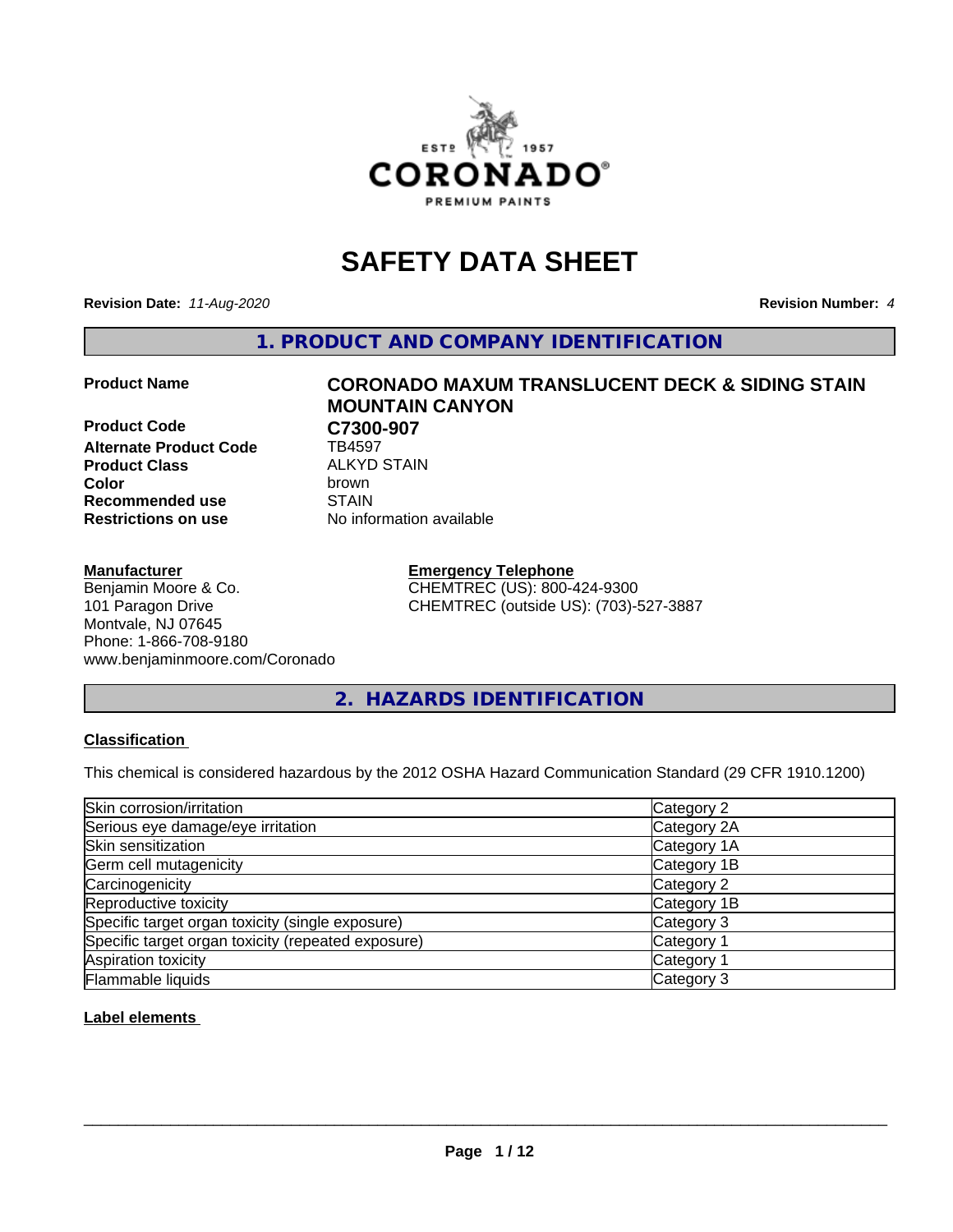# SAFETY DATA SHEET

**Revision Date:** *11-Aug-2020* **Revision Number:** *4*

## 1. PRODUCT AND COMPANY IDENTIFICATION

**Product Name** **CORONADO MAXUM TRANSLUCENT DECK & SIDING STAIN MOUNTAIN CANYON**

**Product Code** **C7300-907**
**Alternate Product Code** TB4597
**Product Class** ALKYD STAIN
**Color** brown
**Recommended use** STAIN
**Restrictions on use** No information available

**Manufacturer**
Benjamin Moore & Co.
101 Paragon Drive
Montvale, NJ 07645
Phone: 1-866-708-9180
www.benjaminmoore.com/Coronado

**Emergency Telephone**
CHEMTREC (US): 800-424-9300
CHEMTREC (outside US): (703)-527-3887

## 2. HAZARDS IDENTIFICATION

**Classification**

This chemical is considered hazardous by the 2012 OSHA Hazard Communication Standard (29 CFR 1910.1200)

| | |
|---|---|
| Skin corrosion/irritation | Category 2 |
| Serious eye damage/eye irritation | Category 2A |
| Skin sensitization | Category 1A |
| Germ cell mutagenicity | Category 1B |
| Carcinogenicity | Category 2 |
| Reproductive toxicity | Category 1B |
| Specific target organ toxicity (single exposure) | Category 3 |
| Specific target organ toxicity (repeated exposure) | Category 1 |
| Aspiration toxicity | Category 1 |
| Flammable liquids | Category 3 |

**Label elements**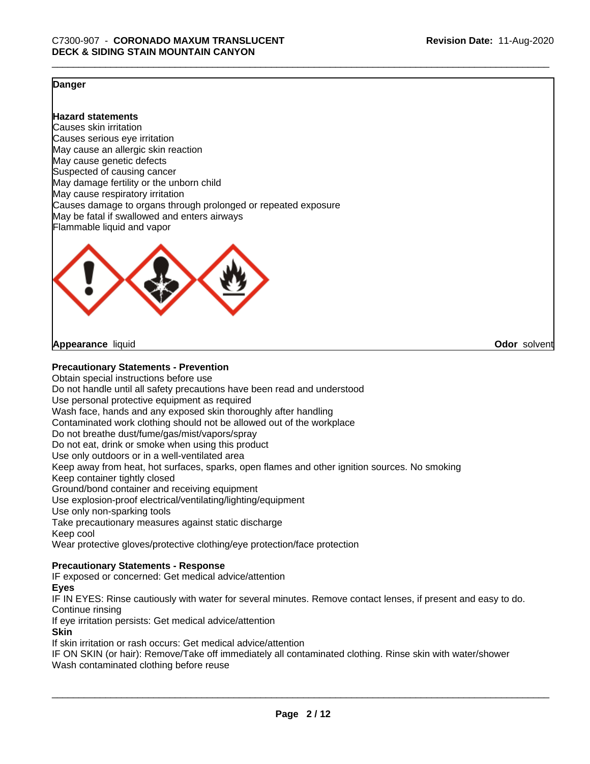**Danger**

**Hazard statements**
Causes skin irritation
Causes serious eye irritation
May cause an allergic skin reaction
May cause genetic defects
Suspected of causing cancer
May damage fertility or the unborn child
May cause respiratory irritation
Causes damage to organs through prolonged or repeated exposure
May be fatal if swallowed and enters airways
Flammable liquid and vapor

**Appearance** liquid **Odor** solvent

**Precautionary Statements - Prevention**
Obtain special instructions before use
Do not handle until all safety precautions have been read and understood
Use personal protective equipment as required
Wash face, hands and any exposed skin thoroughly after handling
Contaminated work clothing should not be allowed out of the workplace
Do not breathe dust/fume/gas/mist/vapors/spray
Do not eat, drink or smoke when using this product
Use only outdoors or in a well-ventilated area
Keep away from heat, hot surfaces, sparks, open flames and other ignition sources. No smoking
Keep container tightly closed
Ground/bond container and receiving equipment
Use explosion-proof electrical/ventilating/lighting/equipment
Use only non-sparking tools
Take precautionary measures against static discharge
Keep cool
Wear protective gloves/protective clothing/eye protection/face protection

**Precautionary Statements - Response**
IF exposed or concerned: Get medical advice/attention
**Eyes**
IF IN EYES: Rinse cautiously with water for several minutes. Remove contact lenses, if present and easy to do. Continue rinsing
If eye irritation persists: Get medical advice/attention
**Skin**
If skin irritation or rash occurs: Get medical advice/attention
IF ON SKIN (or hair): Remove/Take off immediately all contaminated clothing. Rinse skin with water/shower
Wash contaminated clothing before reuse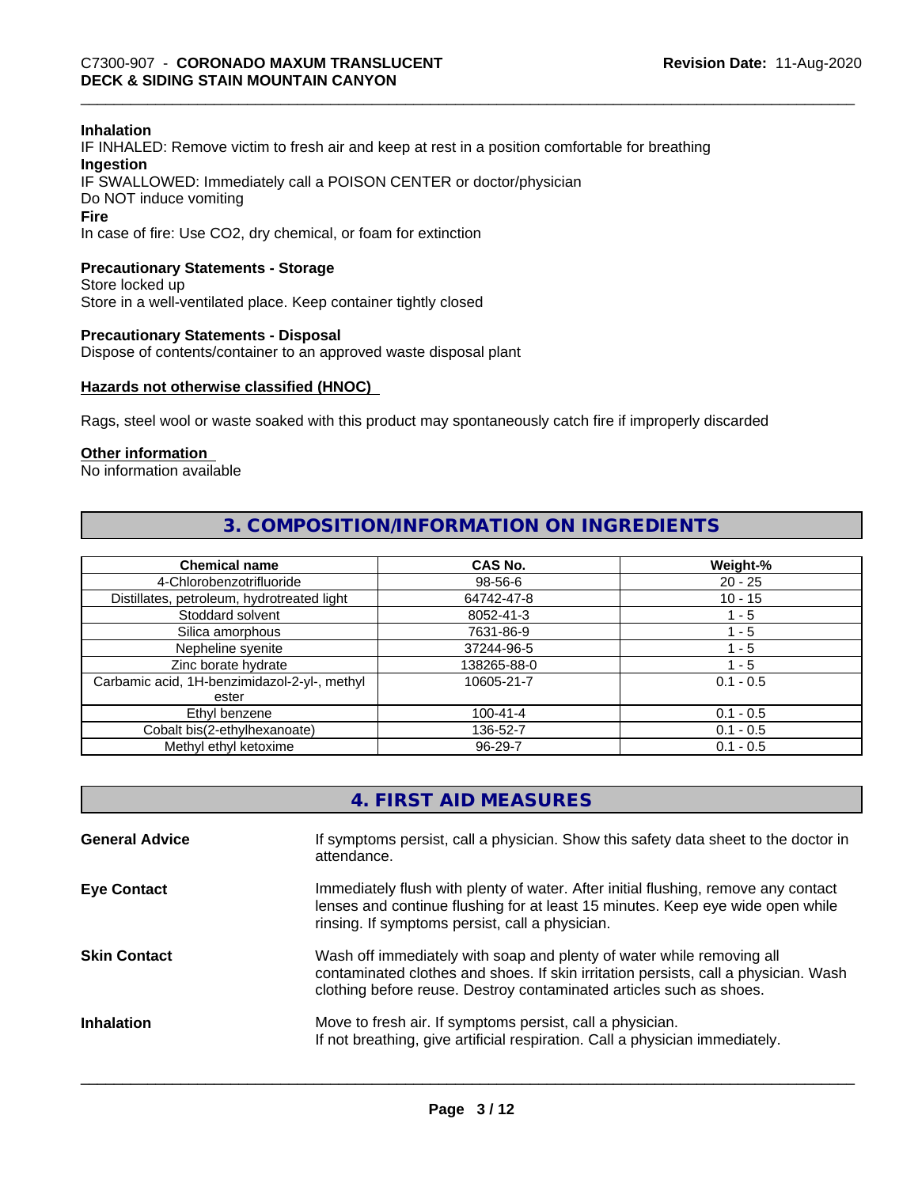**Inhalation**
IF INHALED: Remove victim to fresh air and keep at rest in a position comfortable for breathing
**Ingestion**
IF SWALLOWED: Immediately call a POISON CENTER or doctor/physician
Do NOT induce vomiting
**Fire**
In case of fire: Use CO2, dry chemical, or foam for extinction

**Precautionary Statements - Storage**
Store locked up
Store in a well-ventilated place. Keep container tightly closed

**Precautionary Statements - Disposal**
Dispose of contents/container to an approved waste disposal plant

**Hazards not otherwise classified (HNOC)**

Rags, steel wool or waste soaked with this product may spontaneously catch fire if improperly discarded

**Other information**
No information available

## 3. COMPOSITION/INFORMATION ON INGREDIENTS

| Chemical name | CAS No. | Weight-% |
| --- | --- | --- |
| 4-Chlorobenzotrifluoride | 98-56-6 | 20 - 25 |
| Distillates, petroleum, hydrotreated light | 64742-47-8 | 10 - 15 |
| Stoddard solvent | 8052-41-3 | 1 - 5 |
| Silica amorphous | 7631-86-9 | 1 - 5 |
| Nepheline syenite | 37244-96-5 | 1 - 5 |
| Zinc borate hydrate | 138265-88-0 | 1 - 5 |
| Carbamic acid, 1H-benzimidazol-2-yl-, methyl ester | 10605-21-7 | 0.1 - 0.5 |
| Ethyl benzene | 100-41-4 | 0.1 - 0.5 |
| Cobalt bis(2-ethylhexanoate) | 136-52-7 | 0.1 - 0.5 |
| Methyl ethyl ketoxime | 96-29-7 | 0.1 - 0.5 |

## 4. FIRST AID MEASURES

**General Advice**
If symptoms persist, call a physician. Show this safety data sheet to the doctor in attendance.

**Eye Contact**
Immediately flush with plenty of water. After initial flushing, remove any contact lenses and continue flushing for at least 15 minutes. Keep eye wide open while rinsing. If symptoms persist, call a physician.

**Skin Contact**
Wash off immediately with soap and plenty of water while removing all contaminated clothes and shoes. If skin irritation persists, call a physician. Wash clothing before reuse. Destroy contaminated articles such as shoes.

**Inhalation**
Move to fresh air. If symptoms persist, call a physician.
If not breathing, give artificial respiration. Call a physician immediately.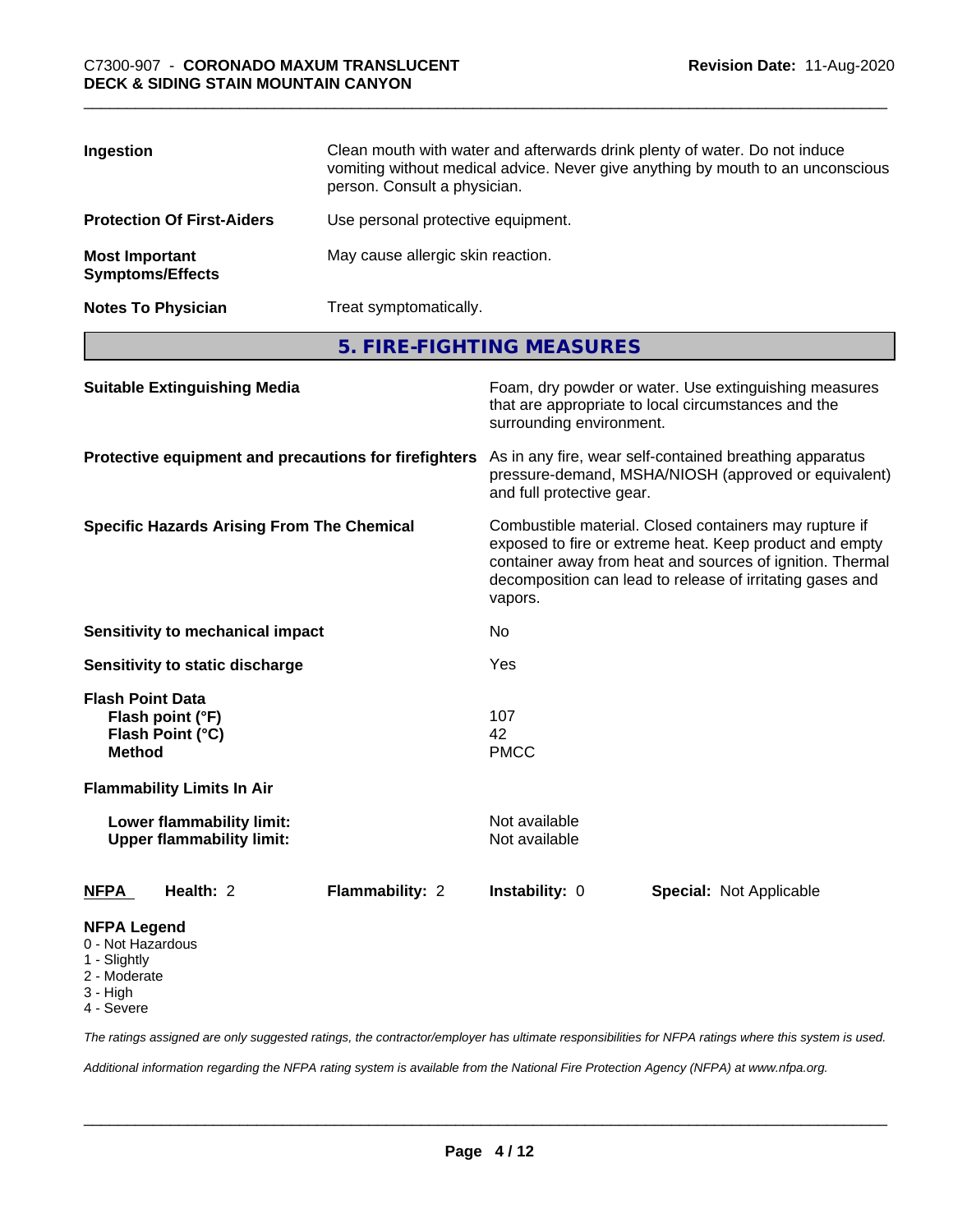| | |
|---|---|
| **Ingestion** | Clean mouth with water and afterwards drink plenty of water. Do not induce vomiting without medical advice. Never give anything by mouth to an unconscious person. Consult a physician. |
| **Protection Of First-Aiders** | Use personal protective equipment. |
| **Most Important Symptoms/Effects** | May cause allergic skin reaction. |
| **Notes To Physician** | Treat symptomatically. |

## 5. FIRE-FIGHTING MEASURES

| | |
|---|---|
| **Suitable Extinguishing Media** | Foam, dry powder or water. Use extinguishing measures that are appropriate to local circumstances and the surrounding environment. |
| **Protective equipment and precautions for firefighters** | As in any fire, wear self-contained breathing apparatus pressure-demand, MSHA/NIOSH (approved or equivalent) and full protective gear. |
| **Specific Hazards Arising From The Chemical** | Combustible material. Closed containers may rupture if exposed to fire or extreme heat. Keep product and empty container away from heat and sources of ignition. Thermal decomposition can lead to release of irritating gases and vapors. |
| **Sensitivity to mechanical impact** | No |
| **Sensitivity to static discharge** | Yes |

**Flash Point Data**

| | |
|---|---|
| **Flash point (°F)** | 107 |
| **Flash Point (°C)** | 42 |
| **Method** | PMCC |

**Flammability Limits In Air**

| | |
|---|---|
| **Lower flammability limit:** | Not available |
| **Upper flammability limit:** | Not available |

| **NFPA** | **Health:** 2 | **Flammability:** 2 | **Instability:** 0 | **Special:** Not Applicable |
|---|---|---|---|---|

**NFPA Legend**
- 0 - Not Hazardous
- 1 - Slightly
- 2 - Moderate
- 3 - High
- 4 - Severe

*The ratings assigned are only suggested ratings, the contractor/employer has ultimate responsibilities for NFPA ratings where this system is used.*

*Additional information regarding the NFPA rating system is available from the National Fire Protection Agency (NFPA) at www.nfpa.org.*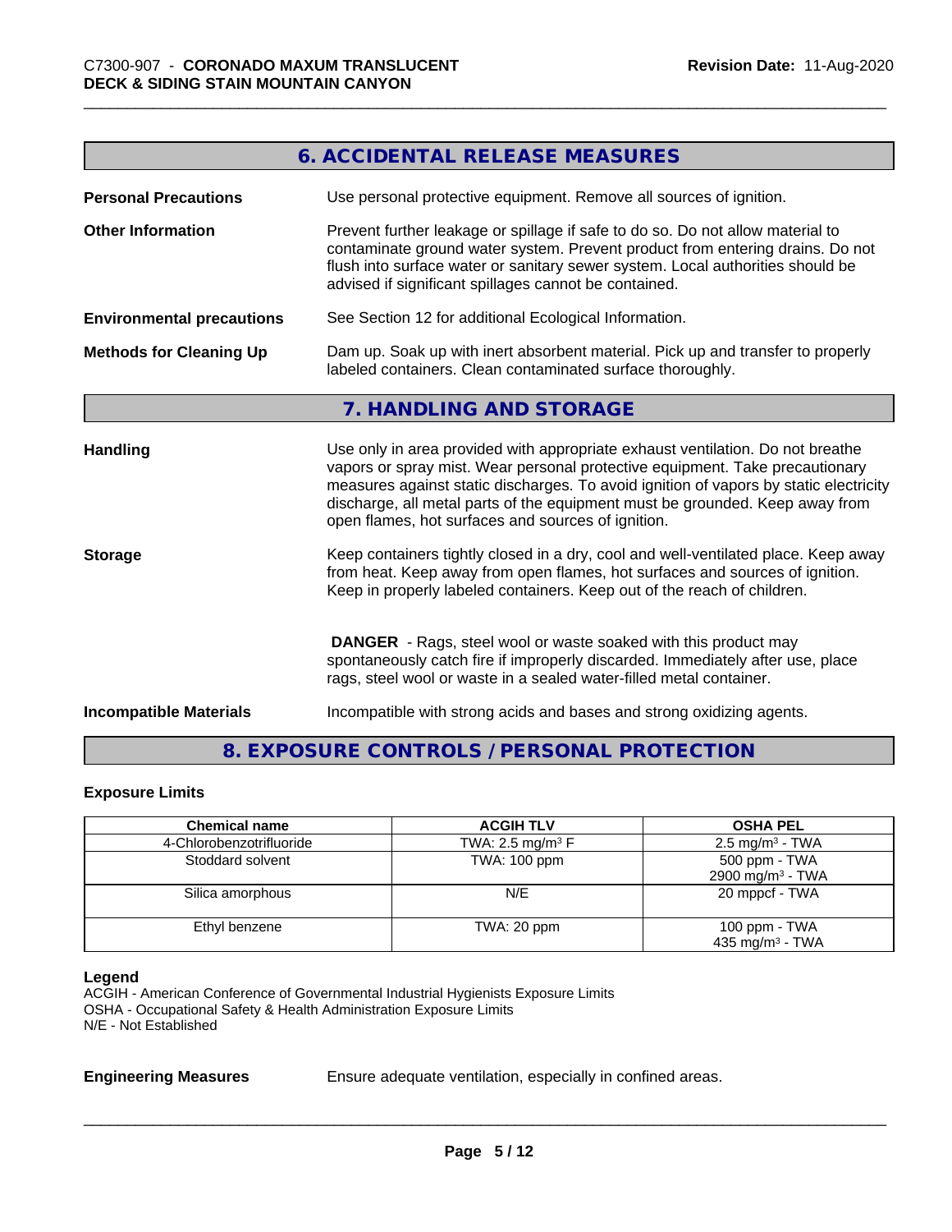## 6. ACCIDENTAL RELEASE MEASURES

**Personal Precautions**: Use personal protective equipment. Remove all sources of ignition.

**Other Information**: Prevent further leakage or spillage if safe to do so. Do not allow material to contaminate ground water system. Prevent product from entering drains. Do not flush into surface water or sanitary sewer system. Local authorities should be advised if significant spillages cannot be contained.

**Environmental precautions**: See Section 12 for additional Ecological Information.

**Methods for Cleaning Up**: Dam up. Soak up with inert absorbent material. Pick up and transfer to properly labeled containers. Clean contaminated surface thoroughly.

## 7. HANDLING AND STORAGE

**Handling**: Use only in area provided with appropriate exhaust ventilation. Do not breathe vapors or spray mist. Wear personal protective equipment. Take precautionary measures against static discharges. To avoid ignition of vapors by static electricity discharge, all metal parts of the equipment must be grounded. Keep away from open flames, hot surfaces and sources of ignition.

**Storage**: Keep containers tightly closed in a dry, cool and well-ventilated place. Keep away from heat. Keep away from open flames, hot surfaces and sources of ignition. Keep in properly labeled containers. Keep out of the reach of children.

**DANGER** - Rags, steel wool or waste soaked with this product may spontaneously catch fire if improperly discarded. Immediately after use, place rags, steel wool or waste in a sealed water-filled metal container.

**Incompatible Materials**: Incompatible with strong acids and bases and strong oxidizing agents.

## 8. EXPOSURE CONTROLS / PERSONAL PROTECTION

### Exposure Limits

| Chemical name | ACGIH TLV | OSHA PEL |
|---|---|---|
| 4-Chlorobenzotrifluoride | TWA: 2.5 mg/m³ F | 2.5 mg/m³ - TWA |
| Stoddard solvent | TWA: 100 ppm | 500 ppm - TWA<br>2900 mg/m³ - TWA |
| Silica amorphous | N/E | 20 mppcf - TWA |
| Ethyl benzene | TWA: 20 ppm | 100 ppm - TWA<br>435 mg/m³ - TWA |

**Legend**
ACGIH - American Conference of Governmental Industrial Hygienists Exposure Limits
OSHA - Occupational Safety & Health Administration Exposure Limits
N/E - Not Established

**Engineering Measures**: Ensure adequate ventilation, especially in confined areas.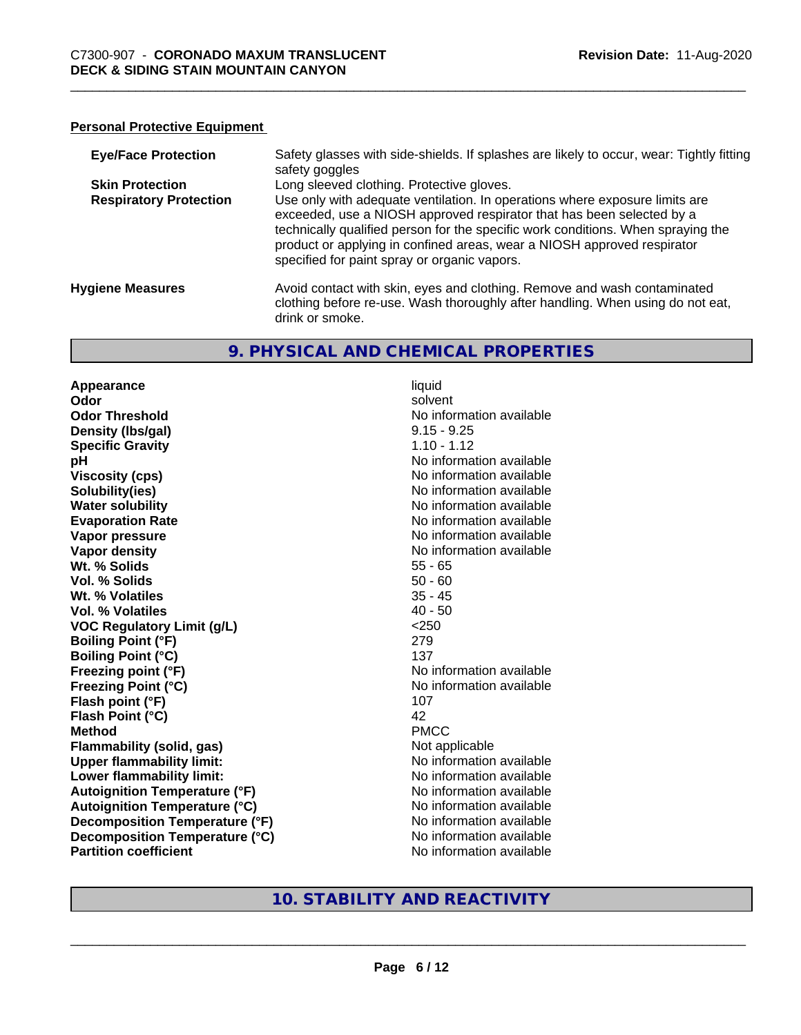### Personal Protective Equipment

| | |
|---|---|
| **Eye/Face Protection** | Safety glasses with side-shields. If splashes are likely to occur, wear: Tightly fitting safety goggles |
| **Skin Protection** | Long sleeved clothing. Protective gloves. |
| **Respiratory Protection** | Use only with adequate ventilation. In operations where exposure limits are exceeded, use a NIOSH approved respirator that has been selected by a technically qualified person for the specific work conditions. When spraying the product or applying in confined areas, wear a NIOSH approved respirator specified for paint spray or organic vapors. |

**Hygiene Measures** Avoid contact with skin, eyes and clothing. Remove and wash contaminated clothing before re-use. Wash thoroughly after handling. When using do not eat, drink or smoke.

## 9. PHYSICAL AND CHEMICAL PROPERTIES

| | |
|---|---|
| **Appearance** | liquid |
| **Odor** | solvent |
| **Odor Threshold** | No information available |
| **Density (lbs/gal)** | 9.15 - 9.25 |
| **Specific Gravity** | 1.10 - 1.12 |
| **pH** | No information available |
| **Viscosity (cps)** | No information available |
| **Solubility(ies)** | No information available |
| **Water solubility** | No information available |
| **Evaporation Rate** | No information available |
| **Vapor pressure** | No information available |
| **Vapor density** | No information available |
| **Wt. % Solids** | 55 - 65 |
| **Vol. % Solids** | 50 - 60 |
| **Wt. % Volatiles** | 35 - 45 |
| **Vol. % Volatiles** | 40 - 50 |
| **VOC Regulatory Limit (g/L)** | <250 |
| **Boiling Point (°F)** | 279 |
| **Boiling Point (°C)** | 137 |
| **Freezing point (°F)** | No information available |
| **Freezing Point (°C)** | No information available |
| **Flash point (°F)** | 107 |
| **Flash Point (°C)** | 42 |
| **Method** | PMCC |
| **Flammability (solid, gas)** | Not applicable |
| **Upper flammability limit:** | No information available |
| **Lower flammability limit:** | No information available |
| **Autoignition Temperature (°F)** | No information available |
| **Autoignition Temperature (°C)** | No information available |
| **Decomposition Temperature (°F)** | No information available |
| **Decomposition Temperature (°C)** | No information available |
| **Partition coefficient** | No information available |

## 10. STABILITY AND REACTIVITY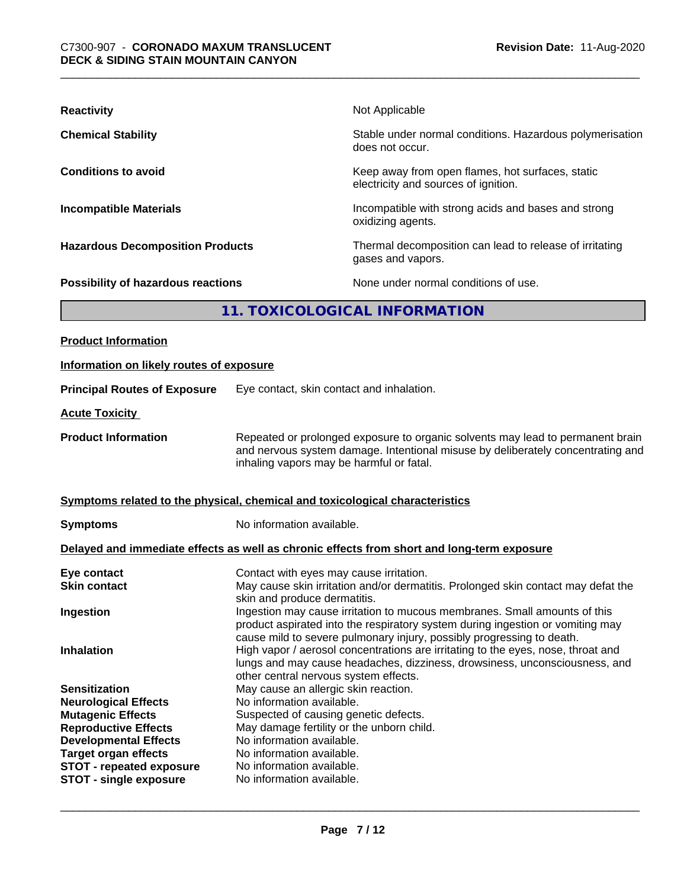| | |
|---|---|
| **Reactivity** | Not Applicable |
| **Chemical Stability** | Stable under normal conditions. Hazardous polymerisation does not occur. |
| **Conditions to avoid** | Keep away from open flames, hot surfaces, static electricity and sources of ignition. |
| **Incompatible Materials** | Incompatible with strong acids and bases and strong oxidizing agents. |
| **Hazardous Decomposition Products** | Thermal decomposition can lead to release of irritating gases and vapors. |
| **Possibility of hazardous reactions** | None under normal conditions of use. |

## 11. TOXICOLOGICAL INFORMATION

**Product Information**

**Information on likely routes of exposure**

**Principal Routes of Exposure** Eye contact, skin contact and inhalation.

**Acute Toxicity**

**Product Information** Repeated or prolonged exposure to organic solvents may lead to permanent brain and nervous system damage. Intentional misuse by deliberately concentrating and inhaling vapors may be harmful or fatal.

**Symptoms related to the physical, chemical and toxicological characteristics**

**Symptoms** No information available.

**Delayed and immediate effects as well as chronic effects from short and long-term exposure**

| | |
|---|---|
| **Eye contact** | Contact with eyes may cause irritation. |
| **Skin contact** | May cause skin irritation and/or dermatitis. Prolonged skin contact may defat the skin and produce dermatitis. |
| **Ingestion** | Ingestion may cause irritation to mucous membranes. Small amounts of this product aspirated into the respiratory system during ingestion or vomiting may cause mild to severe pulmonary injury, possibly progressing to death. |
| **Inhalation** | High vapor / aerosol concentrations are irritating to the eyes, nose, throat and lungs and may cause headaches, dizziness, drowsiness, unconsciousness, and other central nervous system effects. |
| **Sensitization** | May cause an allergic skin reaction. |
| **Neurological Effects** | No information available. |
| **Mutagenic Effects** | Suspected of causing genetic defects. |
| **Reproductive Effects** | May damage fertility or the unborn child. |
| **Developmental Effects** | No information available. |
| **Target organ effects** | No information available. |
| **STOT - repeated exposure** | No information available. |
| **STOT - single exposure** | No information available. |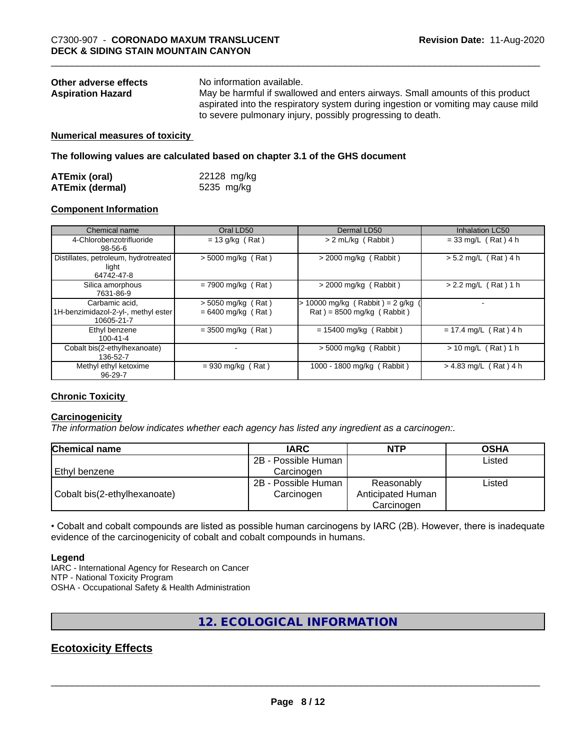**Other adverse effects** No information available.

**Aspiration Hazard** May be harmful if swallowed and enters airways. Small amounts of this product aspirated into the respiratory system during ingestion or vomiting may cause mild to severe pulmonary injury, possibly progressing to death.

**Numerical measures of toxicity**

**The following values are calculated based on chapter 3.1 of the GHS document**

| | |
|---|---|
| **ATEmix (oral)** | 22128 mg/kg |
| **ATEmix (dermal)** | 5235 mg/kg |

**Component Information**

| Chemical name | Oral LD50 | Dermal LD50 | Inhalation LC50 |
|---|---|---|---|
| 4-Chlorobenzotrifluoride<br>98-56-6 | = 13 g/kg ( Rat ) | > 2 mL/kg ( Rabbit ) | = 33 mg/L ( Rat ) 4 h |
| Distillates, petroleum, hydrotreated light<br>64742-47-8 | > 5000 mg/kg ( Rat ) | > 2000 mg/kg ( Rabbit ) | > 5.2 mg/L ( Rat ) 4 h |
| Silica amorphous<br>7631-86-9 | = 7900 mg/kg ( Rat ) | > 2000 mg/kg ( Rabbit ) | > 2.2 mg/L ( Rat ) 1 h |
| Carbamic acid, 1H-benzimidazol-2-yl-, methyl ester<br>10605-21-7 | > 5050 mg/kg ( Rat )<br>= 6400 mg/kg ( Rat ) | > 10000 mg/kg ( Rabbit ) = 2 g/kg ( Rat ) = 8500 mg/kg ( Rabbit ) | - |
| Ethyl benzene<br>100-41-4 | = 3500 mg/kg ( Rat ) | = 15400 mg/kg ( Rabbit ) | = 17.4 mg/L ( Rat ) 4 h |
| Cobalt bis(2-ethylhexanoate)<br>136-52-7 | - | > 5000 mg/kg ( Rabbit ) | > 10 mg/L ( Rat ) 1 h |
| Methyl ethyl ketoxime<br>96-29-7 | = 930 mg/kg ( Rat ) | 1000 - 1800 mg/kg ( Rabbit ) | > 4.83 mg/L ( Rat ) 4 h |

**Chronic Toxicity**

**Carcinogenicity**

*The information below indicates whether each agency has listed any ingredient as a carcinogen:.*

| Chemical name | IARC | NTP | OSHA |
|---|---|---|---|
| Ethyl benzene | 2B - Possible Human Carcinogen | | Listed |
| Cobalt bis(2-ethylhexanoate) | 2B - Possible Human Carcinogen | Reasonably Anticipated Human Carcinogen | Listed |

• Cobalt and cobalt compounds are listed as possible human carcinogens by IARC (2B). However, there is inadequate evidence of the carcinogenicity of cobalt and cobalt compounds in humans.

**Legend**

IARC - International Agency for Research on Cancer
NTP - National Toxicity Program
OSHA - Occupational Safety & Health Administration

## 12. ECOLOGICAL INFORMATION

## Ecotoxicity Effects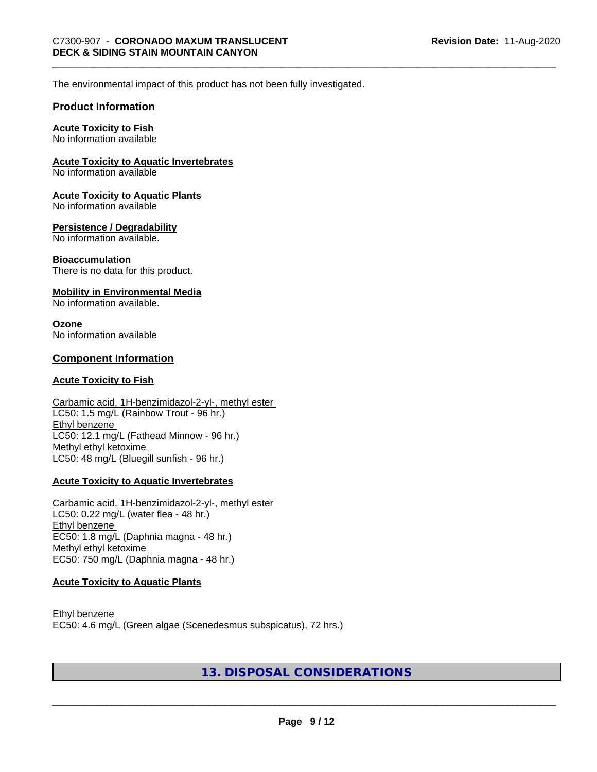The environmental impact of this product has not been fully investigated.

## Product Information

**Acute Toxicity to Fish**
No information available

**Acute Toxicity to Aquatic Invertebrates**
No information available

**Acute Toxicity to Aquatic Plants**
No information available

**Persistence / Degradability**
No information available.

**Bioaccumulation**
There is no data for this product.

**Mobility in Environmental Media**
No information available.

**Ozone**
No information available

## Component Information

**Acute Toxicity to Fish**

Carbamic acid, 1H-benzimidazol-2-yl-, methyl ester
LC50: 1.5 mg/L (Rainbow Trout - 96 hr.)
Ethyl benzene
LC50: 12.1 mg/L (Fathead Minnow - 96 hr.)
Methyl ethyl ketoxime
LC50: 48 mg/L (Bluegill sunfish - 96 hr.)

**Acute Toxicity to Aquatic Invertebrates**

Carbamic acid, 1H-benzimidazol-2-yl-, methyl ester
LC50: 0.22 mg/L (water flea - 48 hr.)
Ethyl benzene
EC50: 1.8 mg/L (Daphnia magna - 48 hr.)
Methyl ethyl ketoxime
EC50: 750 mg/L (Daphnia magna - 48 hr.)

**Acute Toxicity to Aquatic Plants**

Ethyl benzene
EC50: 4.6 mg/L (Green algae (Scenedesmus subspicatus), 72 hrs.)

# 13. DISPOSAL CONSIDERATIONS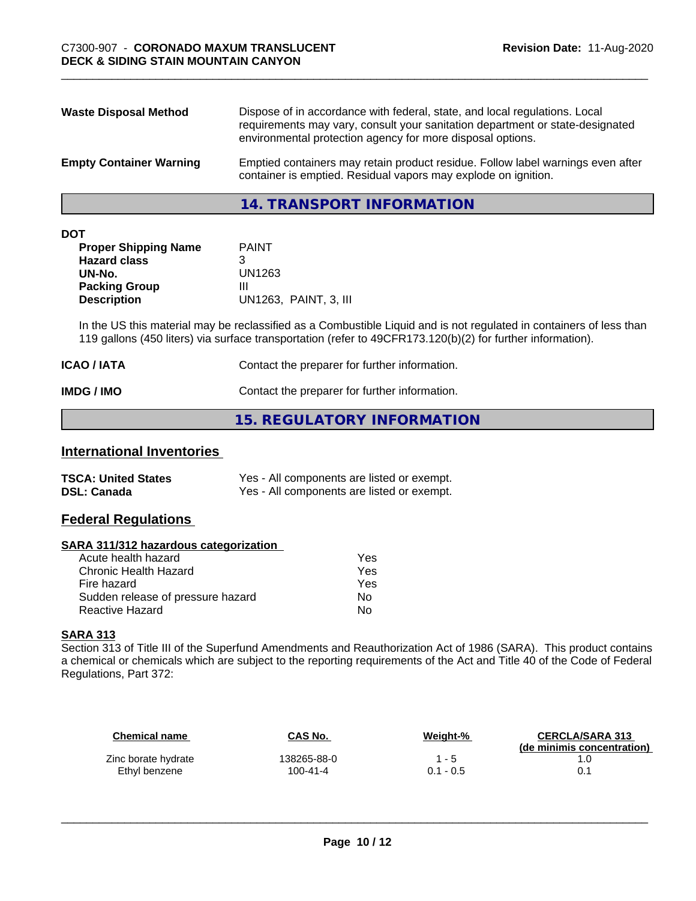**Waste Disposal Method** Dispose of in accordance with federal, state, and local regulations. Local requirements may vary, consult your sanitation department or state-designated environmental protection agency for more disposal options.

**Empty Container Warning** Emptied containers may retain product residue. Follow label warnings even after container is emptied. Residual vapors may explode on ignition.

## 14. TRANSPORT INFORMATION

**DOT**

| | |
|---|---|
| **Proper Shipping Name** | PAINT |
| **Hazard class** | 3 |
| **UN-No.** | UN1263 |
| **Packing Group** | III |
| **Description** | UN1263, PAINT, 3, III |

In the US this material may be reclassified as a Combustible Liquid and is not regulated in containers of less than 119 gallons (450 liters) via surface transportation (refer to 49CFR173.120(b)(2) for further information).

**ICAO / IATA** Contact the preparer for further information.

**IMDG / IMO** Contact the preparer for further information.

## 15. REGULATORY INFORMATION

### International Inventories

| | |
|---|---|
| **TSCA: United States** | Yes - All components are listed or exempt. |
| **DSL: Canada** | Yes - All components are listed or exempt. |

### Federal Regulations

**SARA 311/312 hazardous categorization**

| | |
|---|---|
| Acute health hazard | Yes |
| Chronic Health Hazard | Yes |
| Fire hazard | Yes |
| Sudden release of pressure hazard | No |
| Reactive Hazard | No |

**SARA 313**

Section 313 of Title III of the Superfund Amendments and Reauthorization Act of 1986 (SARA). This product contains a chemical or chemicals which are subject to the reporting requirements of the Act and Title 40 of the Code of Federal Regulations, Part 372:

| Chemical name | CAS No. | Weight-% | CERCLA/SARA 313 (de minimis concentration) |
|---|---|---|---|
| Zinc borate hydrate | 138265-88-0 | 1 - 5 | 1.0 |
| Ethyl benzene | 100-41-4 | 0.1 - 0.5 | 0.1 |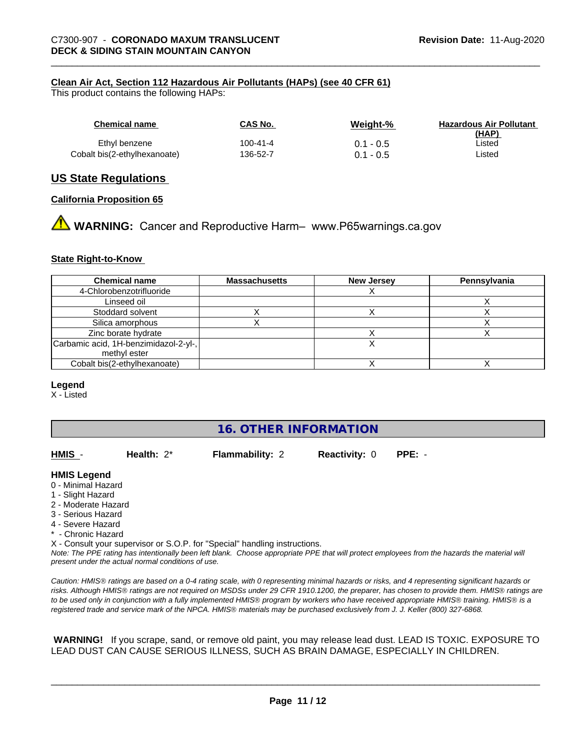#### Clean Air Act, Section 112 Hazardous Air Pollutants (HAPs) (see 40 CFR 61)

This product contains the following HAPs:

| Chemical name | CAS No. | Weight-% | Hazardous Air Pollutant (HAP) |
|---|---|---|---|
| Ethyl benzene | 100-41-4 | 0.1 - 0.5 | Listed |
| Cobalt bis(2-ethylhexanoate) | 136-52-7 | 0.1 - 0.5 | Listed |

## US State Regulations

#### California Proposition 65

**WARNING:** Cancer and Reproductive Harm– www.P65warnings.ca.gov

#### State Right-to-Know

| Chemical name | Massachusetts | New Jersey | Pennsylvania |
|---|---|---|---|
| 4-Chlorobenzotrifluoride | | X | |
| Linseed oil | | | X |
| Stoddard solvent | X | X | X |
| Silica amorphous | X | | X |
| Zinc borate hydrate | | X | X |
| Carbamic acid, 1H-benzimidazol-2-yl-, methyl ester | | X | |
| Cobalt bis(2-ethylhexanoate) | | X | X |

**Legend**
X - Listed

## 16. OTHER INFORMATION

**HMIS** - **Health:** 2* **Flammability:** 2 **Reactivity:** 0 **PPE:** -

**HMIS Legend**
0 - Minimal Hazard
1 - Slight Hazard
2 - Moderate Hazard
3 - Serious Hazard
4 - Severe Hazard
* - Chronic Hazard
X - Consult your supervisor or S.O.P. for "Special" handling instructions.

*Note: The PPE rating has intentionally been left blank. Choose appropriate PPE that will protect employees from the hazards the material will present under the actual normal conditions of use.*

*Caution: HMIS® ratings are based on a 0-4 rating scale, with 0 representing minimal hazards or risks, and 4 representing significant hazards or risks. Although HMIS® ratings are not required on MSDSs under 29 CFR 1910.1200, the preparer, has chosen to provide them. HMIS® ratings are to be used only in conjunction with a fully implemented HMIS® program by workers who have received appropriate HMIS® training. HMIS® is a registered trade and service mark of the NPCA. HMIS® materials may be purchased exclusively from J. J. Keller (800) 327-6868.*

**WARNING!** If you scrape, sand, or remove old paint, you may release lead dust. LEAD IS TOXIC. EXPOSURE TO LEAD DUST CAN CAUSE SERIOUS ILLNESS, SUCH AS BRAIN DAMAGE, ESPECIALLY IN CHILDREN.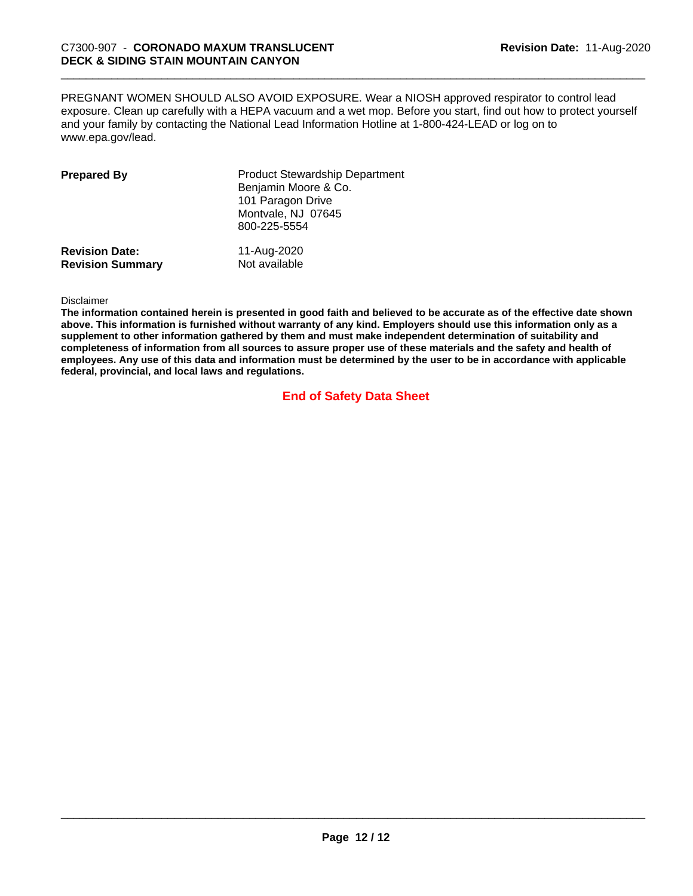PREGNANT WOMEN SHOULD ALSO AVOID EXPOSURE. Wear a NIOSH approved respirator to control lead exposure. Clean up carefully with a HEPA vacuum and a wet mop. Before you start, find out how to protect yourself and your family by contacting the National Lead Information Hotline at 1-800-424-LEAD or log on to www.epa.gov/lead.

| | |
|---|---|
| **Prepared By** | Product Stewardship Department<br>Benjamin Moore & Co.<br>101 Paragon Drive<br>Montvale, NJ 07645<br>800-225-5554 |
| **Revision Date:** | 11-Aug-2020 |
| **Revision Summary** | Not available |

Disclaimer

**The information contained herein is presented in good faith and believed to be accurate as of the effective date shown above. This information is furnished without warranty of any kind. Employers should use this information only as a supplement to other information gathered by them and must make independent determination of suitability and completeness of information from all sources to assure proper use of these materials and the safety and health of employees. Any use of this data and information must be determined by the user to be in accordance with applicable federal, provincial, and local laws and regulations.**

**End of Safety Data Sheet**